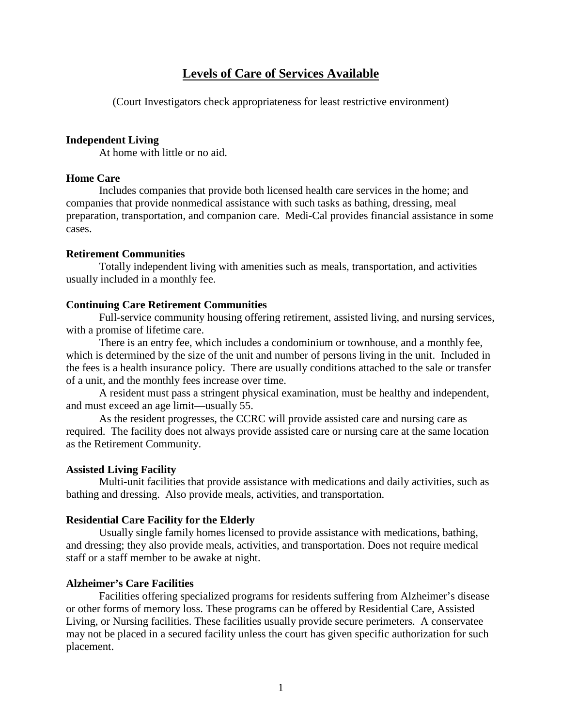# Levels of Care of Services Available

(Court Investigators check appropriateness for least restrictive environment)

**Independent Living**

At home with little or no aid.

**Home Care**

Includes companies that provide both licensed health care services in the home; and companies that provide nonmedical assistance with such tasks as bathing, dressing, meal preparation, transportation, and companion care. Medi-Cal provides financial assistance in some cases.

**Retirement Communities**

Totally independent living with amenities such as meals, transportation, and activities usually included in a monthly fee.

**Continuing Care Retirement Communities**

Full-service community housing offering retirement, assisted living, and nursing services, with a promise of lifetime care.

There is an entry fee, which includes a condominium or townhouse, and a monthly fee, which is determined by the size of the unit and number of persons living in the unit. Included in the fees is a health insurance policy. There are usually conditions attached to the sale or transfer of a unit, and the monthly fees increase over time.

A resident must pass a stringent physical examination, must be healthy and independent, and must exceed an age limit—usually 55.

As the resident progresses, the CCRC will provide assisted care and nursing care as required. The facility does not always provide assisted care or nursing care at the same location as the Retirement Community.

**Assisted Living Facility**

Multi-unit facilities that provide assistance with medications and daily activities, such as bathing and dressing. Also provide meals, activities, and transportation.

**Residential Care Facility for the Elderly**

Usually single family homes licensed to provide assistance with medications, bathing, and dressing; they also provide meals, activities, and transportation. Does not require medical staff or a staff member to be awake at night.

**Alzheimer's Care Facilities**

Facilities offering specialized programs for residents suffering from Alzheimer's disease or other forms of memory loss. These programs can be offered by Residential Care, Assisted Living, or Nursing facilities. These facilities usually provide secure perimeters. A conservatee may not be placed in a secured facility unless the court has given specific authorization for such placement.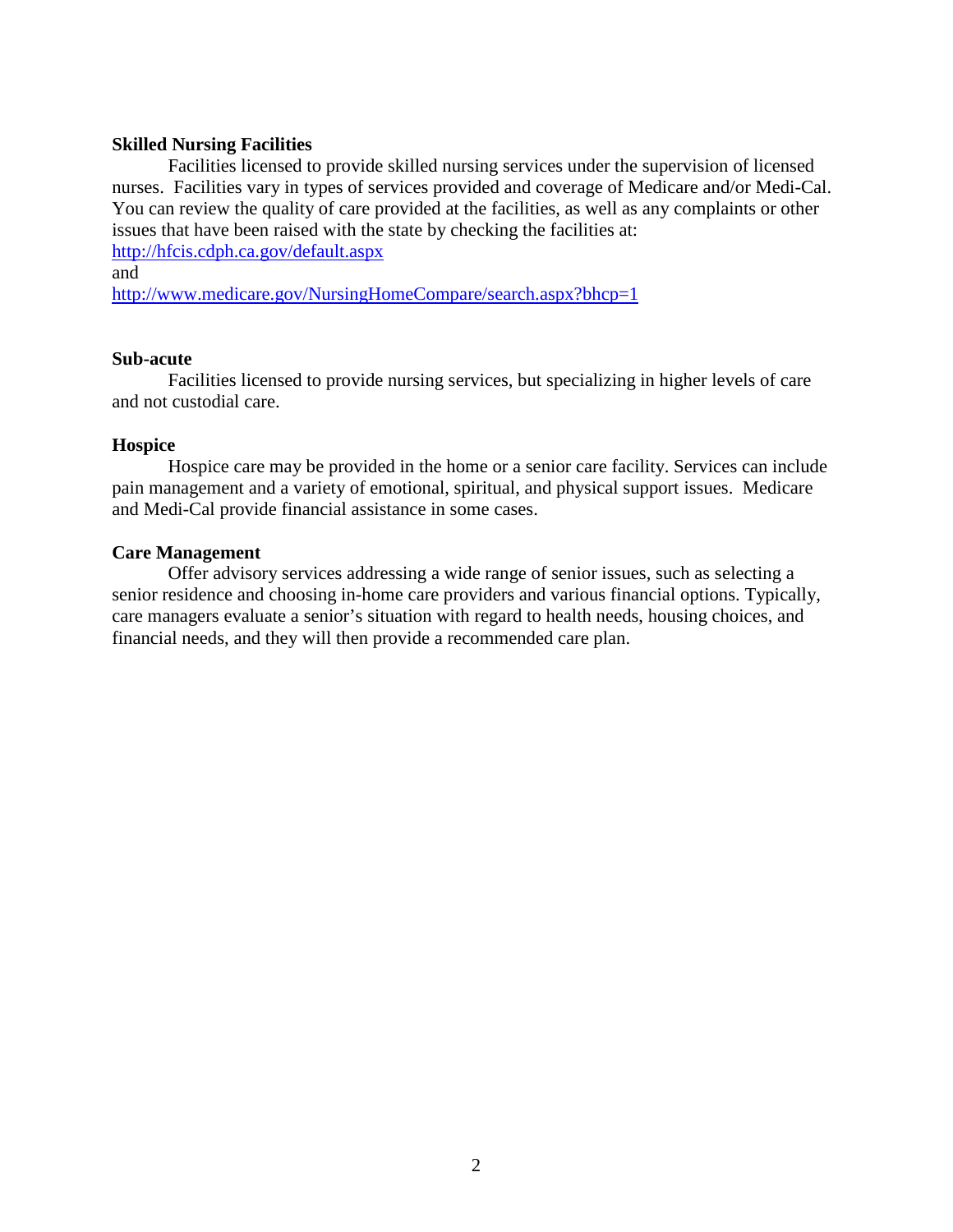**Skilled Nursing Facilities**

Facilities licensed to provide skilled nursing services under the supervision of licensed nurses. Facilities vary in types of services provided and coverage of Medicare and/or Medi-Cal. You can review the quality of care provided at the facilities, as well as any complaints or other issues that have been raised with the state by checking the facilities at:
http://hfcis.cdph.ca.gov/default.aspx
and
http://www.medicare.gov/NursingHomeCompare/search.aspx?bhcp=1

**Sub-acute**

Facilities licensed to provide nursing services, but specializing in higher levels of care and not custodial care.

**Hospice**

Hospice care may be provided in the home or a senior care facility. Services can include pain management and a variety of emotional, spiritual, and physical support issues. Medicare and Medi-Cal provide financial assistance in some cases.

**Care Management**

Offer advisory services addressing a wide range of senior issues, such as selecting a senior residence and choosing in-home care providers and various financial options. Typically, care managers evaluate a senior's situation with regard to health needs, housing choices, and financial needs, and they will then provide a recommended care plan.